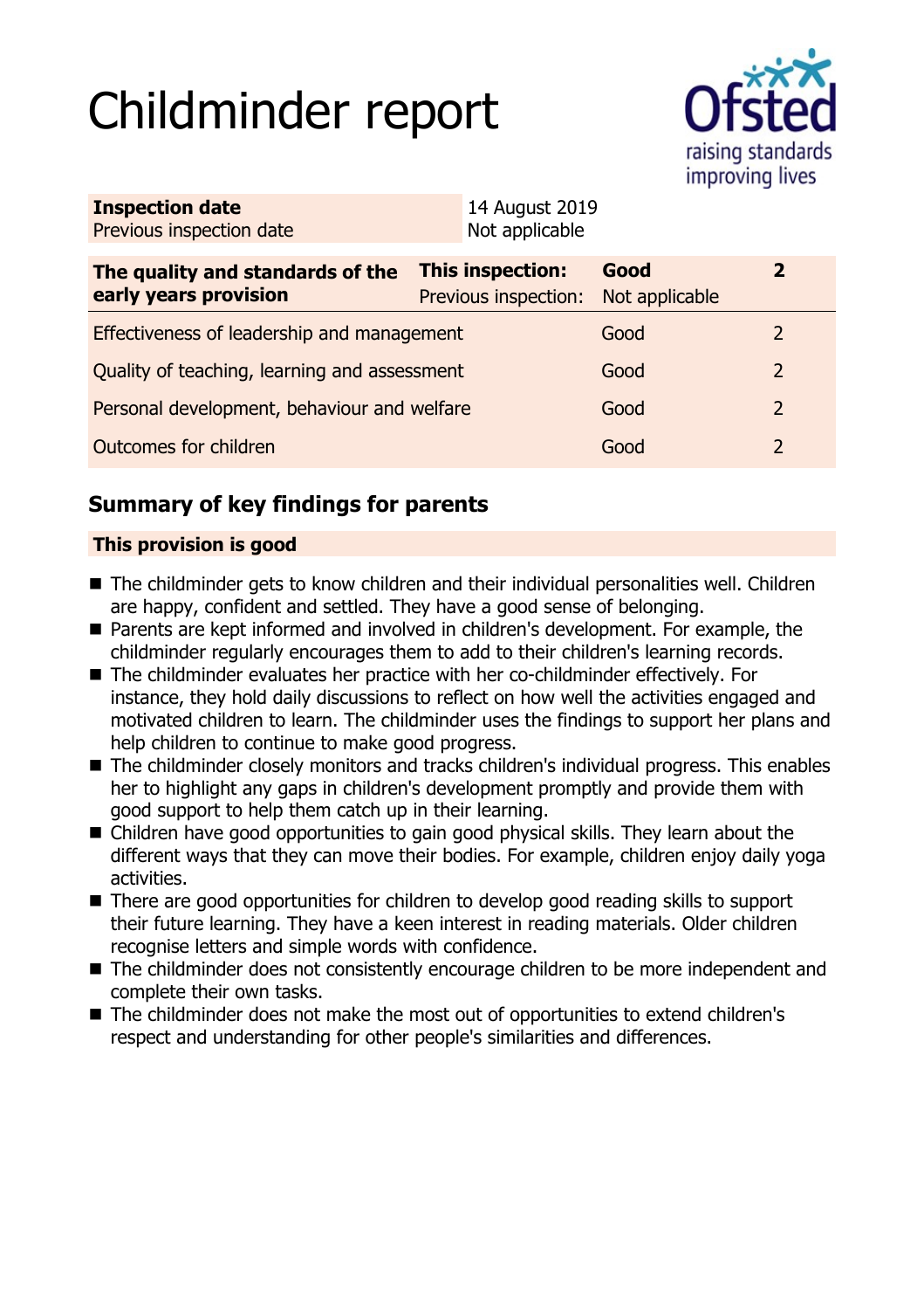# Childminder report

| **Inspection date** | 14 August 2019 | | |
|---|---|---|---|
| Previous inspection date | Not applicable | | |

| **The quality and standards of the early years provision** | **This inspection:** Previous inspection: | **Good** Not applicable | **2** |
|---|---|---|---|
| Effectiveness of leadership and management | | Good | 2 |
| Quality of teaching, learning and assessment | | Good | 2 |
| Personal development, behaviour and welfare | | Good | 2 |
| Outcomes for children | | Good | 2 |

## Summary of key findings for parents

**This provision is good**

- The childminder gets to know children and their individual personalities well. Children are happy, confident and settled. They have a good sense of belonging.
- Parents are kept informed and involved in children's development. For example, the childminder regularly encourages them to add to their children's learning records.
- The childminder evaluates her practice with her co-childminder effectively. For instance, they hold daily discussions to reflect on how well the activities engaged and motivated children to learn. The childminder uses the findings to support her plans and help children to continue to make good progress.
- The childminder closely monitors and tracks children's individual progress. This enables her to highlight any gaps in children's development promptly and provide them with good support to help them catch up in their learning.
- Children have good opportunities to gain good physical skills. They learn about the different ways that they can move their bodies. For example, children enjoy daily yoga activities.
- There are good opportunities for children to develop good reading skills to support their future learning. They have a keen interest in reading materials. Older children recognise letters and simple words with confidence.
- The childminder does not consistently encourage children to be more independent and complete their own tasks.
- The childminder does not make the most out of opportunities to extend children's respect and understanding for other people's similarities and differences.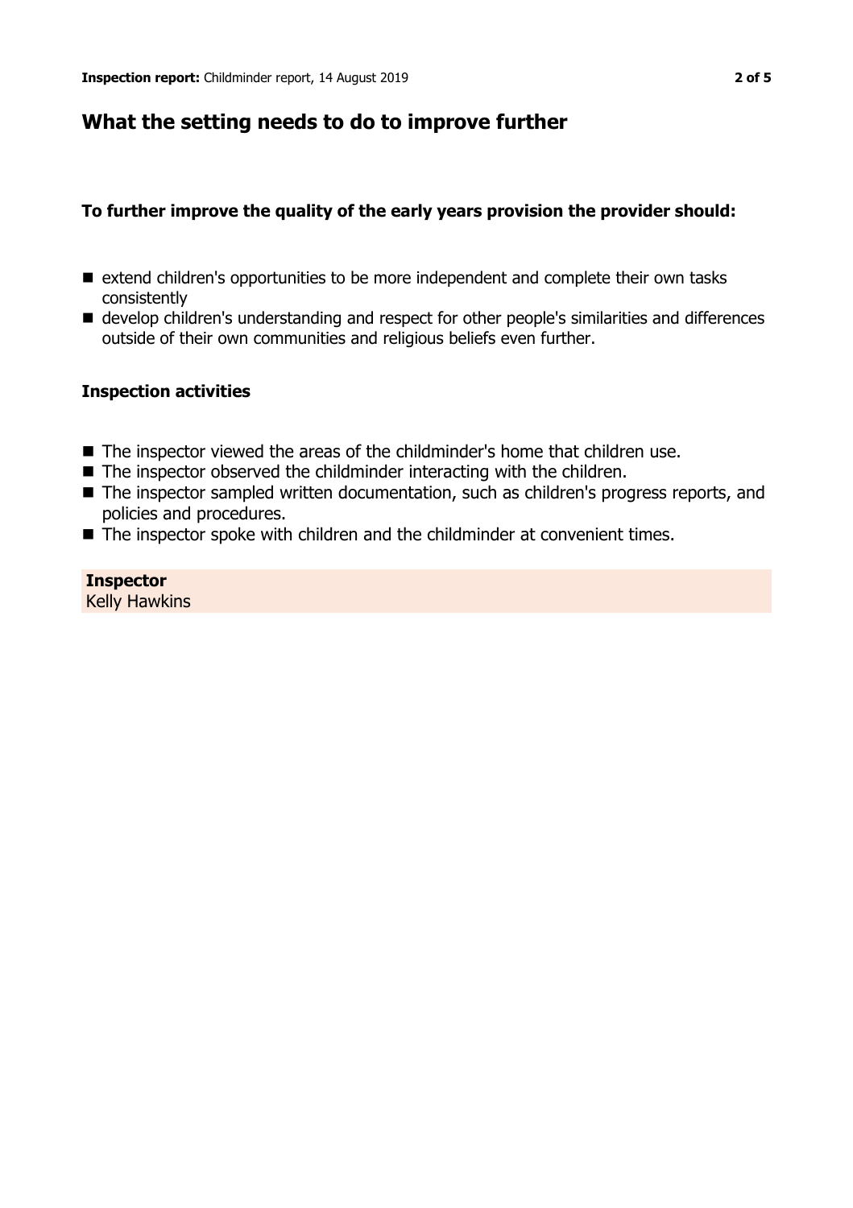## What the setting needs to do to improve further

### To further improve the quality of the early years provision the provider should:

- extend children's opportunities to be more independent and complete their own tasks consistently
- develop children's understanding and respect for other people's similarities and differences outside of their own communities and religious beliefs even further.

### Inspection activities

- The inspector viewed the areas of the childminder's home that children use.
- The inspector observed the childminder interacting with the children.
- The inspector sampled written documentation, such as children's progress reports, and policies and procedures.
- The inspector spoke with children and the childminder at convenient times.

**Inspector**
Kelly Hawkins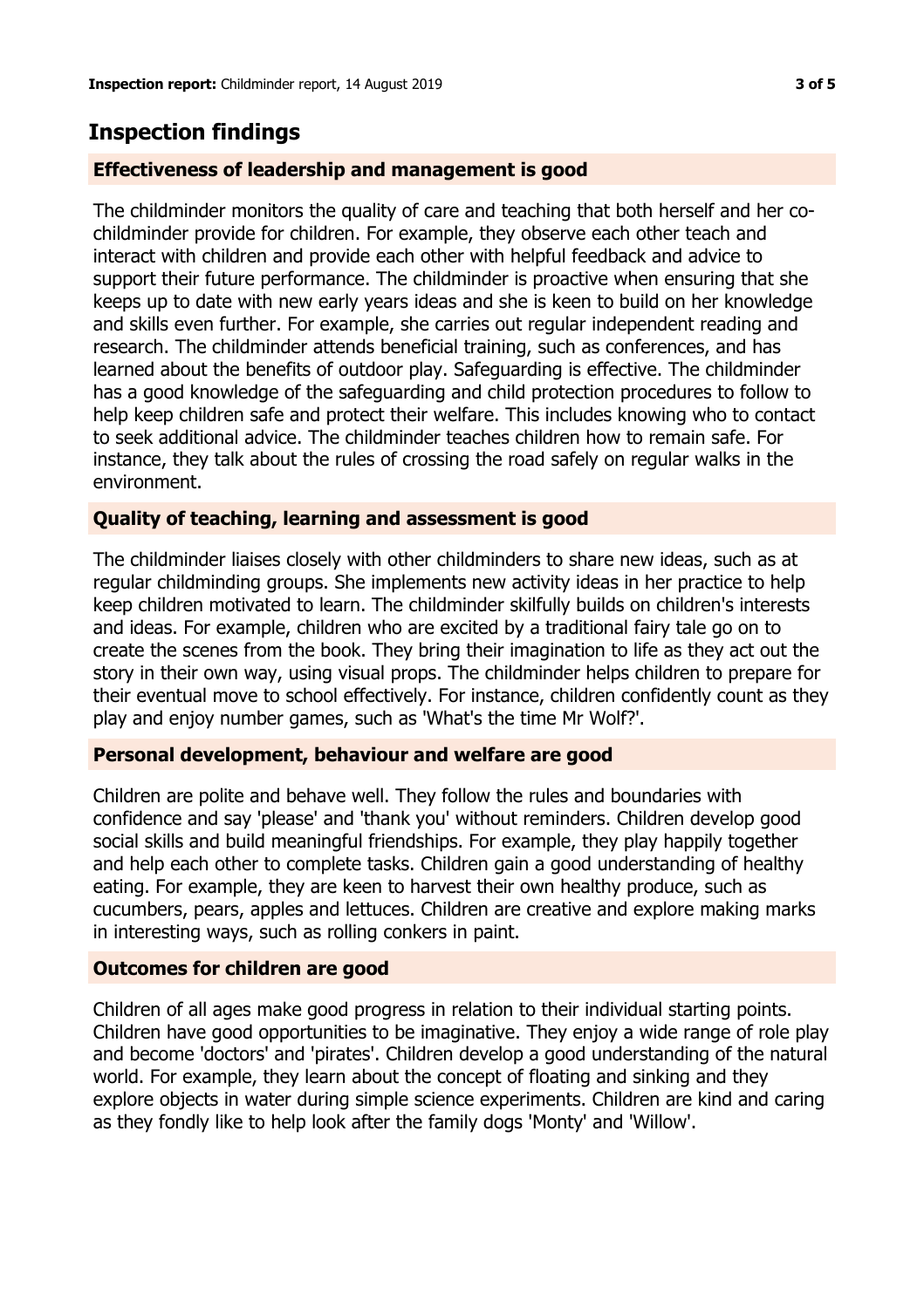## Inspection findings

### Effectiveness of leadership and management is good

The childminder monitors the quality of care and teaching that both herself and her co-childminder provide for children. For example, they observe each other teach and interact with children and provide each other with helpful feedback and advice to support their future performance. The childminder is proactive when ensuring that she keeps up to date with new early years ideas and she is keen to build on her knowledge and skills even further. For example, she carries out regular independent reading and research. The childminder attends beneficial training, such as conferences, and has learned about the benefits of outdoor play. Safeguarding is effective. The childminder has a good knowledge of the safeguarding and child protection procedures to follow to help keep children safe and protect their welfare. This includes knowing who to contact to seek additional advice. The childminder teaches children how to remain safe. For instance, they talk about the rules of crossing the road safely on regular walks in the environment.

### Quality of teaching, learning and assessment is good

The childminder liaises closely with other childminders to share new ideas, such as at regular childminding groups. She implements new activity ideas in her practice to help keep children motivated to learn. The childminder skilfully builds on children's interests and ideas. For example, children who are excited by a traditional fairy tale go on to create the scenes from the book. They bring their imagination to life as they act out the story in their own way, using visual props. The childminder helps children to prepare for their eventual move to school effectively. For instance, children confidently count as they play and enjoy number games, such as 'What's the time Mr Wolf?'.

### Personal development, behaviour and welfare are good

Children are polite and behave well. They follow the rules and boundaries with confidence and say 'please' and 'thank you' without reminders. Children develop good social skills and build meaningful friendships. For example, they play happily together and help each other to complete tasks. Children gain a good understanding of healthy eating. For example, they are keen to harvest their own healthy produce, such as cucumbers, pears, apples and lettuces. Children are creative and explore making marks in interesting ways, such as rolling conkers in paint.

### Outcomes for children are good

Children of all ages make good progress in relation to their individual starting points. Children have good opportunities to be imaginative. They enjoy a wide range of role play and become 'doctors' and 'pirates'. Children develop a good understanding of the natural world. For example, they learn about the concept of floating and sinking and they explore objects in water during simple science experiments. Children are kind and caring as they fondly like to help look after the family dogs 'Monty' and 'Willow'.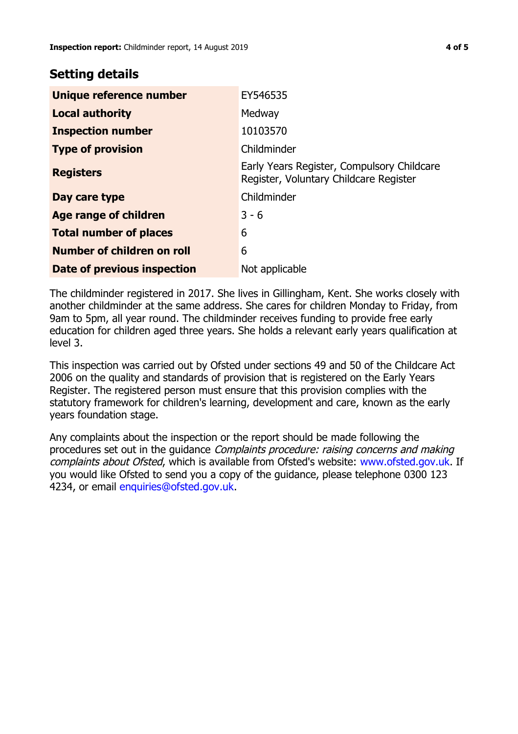## Setting details

| | |
|---|---|
| **Unique reference number** | EY546535 |
| **Local authority** | Medway |
| **Inspection number** | 10103570 |
| **Type of provision** | Childminder |
| **Registers** | Early Years Register, Compulsory Childcare Register, Voluntary Childcare Register |
| **Day care type** | Childminder |
| **Age range of children** | 3 - 6 |
| **Total number of places** | 6 |
| **Number of children on roll** | 6 |
| **Date of previous inspection** | Not applicable |

The childminder registered in 2017. She lives in Gillingham, Kent. She works closely with another childminder at the same address. She cares for children Monday to Friday, from 9am to 5pm, all year round. The childminder receives funding to provide free early education for children aged three years. She holds a relevant early years qualification at level 3.

This inspection was carried out by Ofsted under sections 49 and 50 of the Childcare Act 2006 on the quality and standards of provision that is registered on the Early Years Register. The registered person must ensure that this provision complies with the statutory framework for children's learning, development and care, known as the early years foundation stage.

Any complaints about the inspection or the report should be made following the procedures set out in the guidance *Complaints procedure: raising concerns and making complaints about Ofsted*, which is available from Ofsted's website: www.ofsted.gov.uk. If you would like Ofsted to send you a copy of the guidance, please telephone 0300 123 4234, or email enquiries@ofsted.gov.uk.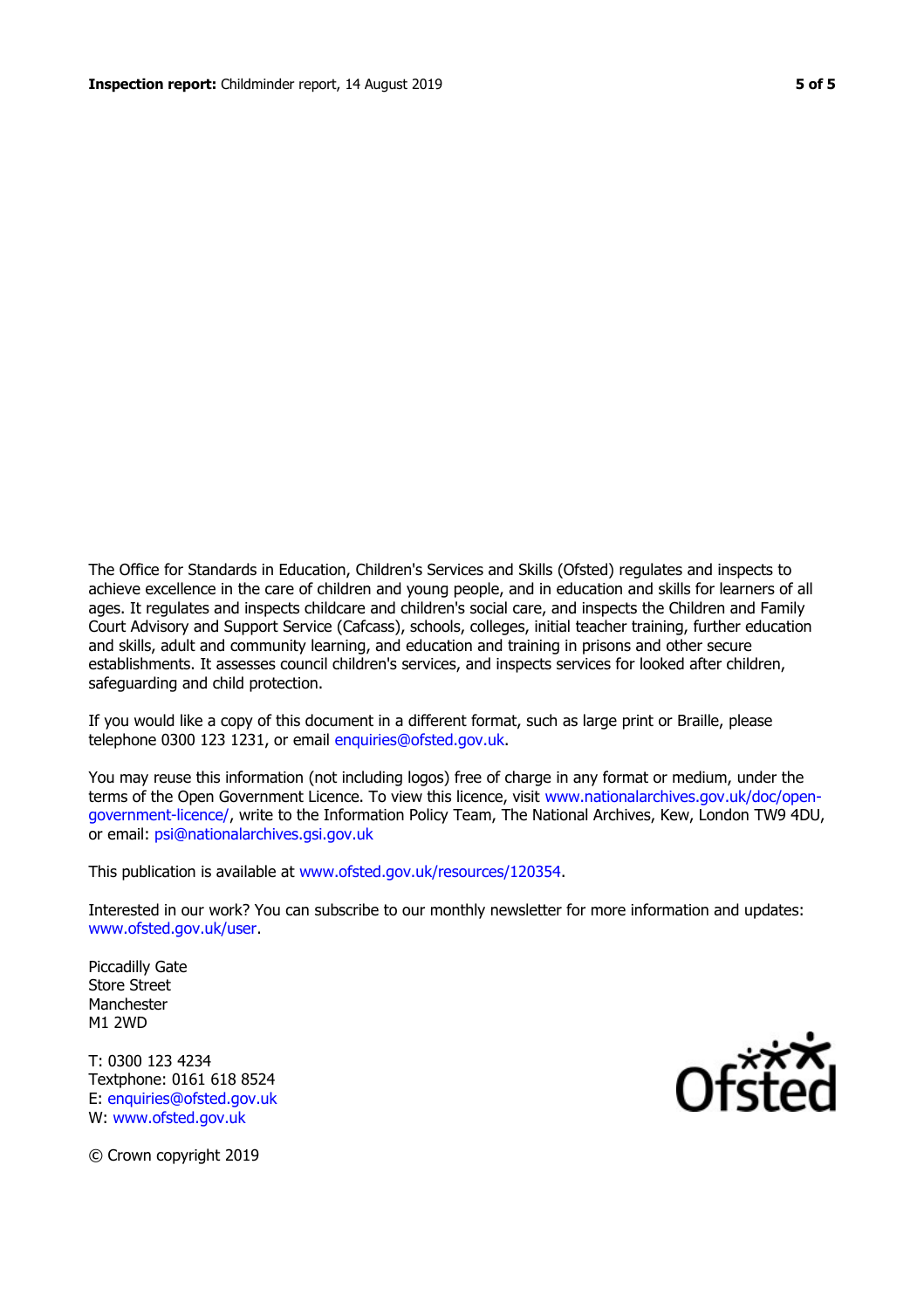The Office for Standards in Education, Children's Services and Skills (Ofsted) regulates and inspects to achieve excellence in the care of children and young people, and in education and skills for learners of all ages. It regulates and inspects childcare and children's social care, and inspects the Children and Family Court Advisory and Support Service (Cafcass), schools, colleges, initial teacher training, further education and skills, adult and community learning, and education and training in prisons and other secure establishments. It assesses council children's services, and inspects services for looked after children, safeguarding and child protection.

If you would like a copy of this document in a different format, such as large print or Braille, please telephone 0300 123 1231, or email enquiries@ofsted.gov.uk.

You may reuse this information (not including logos) free of charge in any format or medium, under the terms of the Open Government Licence. To view this licence, visit www.nationalarchives.gov.uk/doc/open-government-licence/, write to the Information Policy Team, The National Archives, Kew, London TW9 4DU, or email: psi@nationalarchives.gsi.gov.uk

This publication is available at www.ofsted.gov.uk/resources/120354.

Interested in our work? You can subscribe to our monthly newsletter for more information and updates: www.ofsted.gov.uk/user.

Piccadilly Gate
Store Street
Manchester
M1 2WD

T: 0300 123 4234
Textphone: 0161 618 8524
E: enquiries@ofsted.gov.uk
W: www.ofsted.gov.uk

© Crown copyright 2019